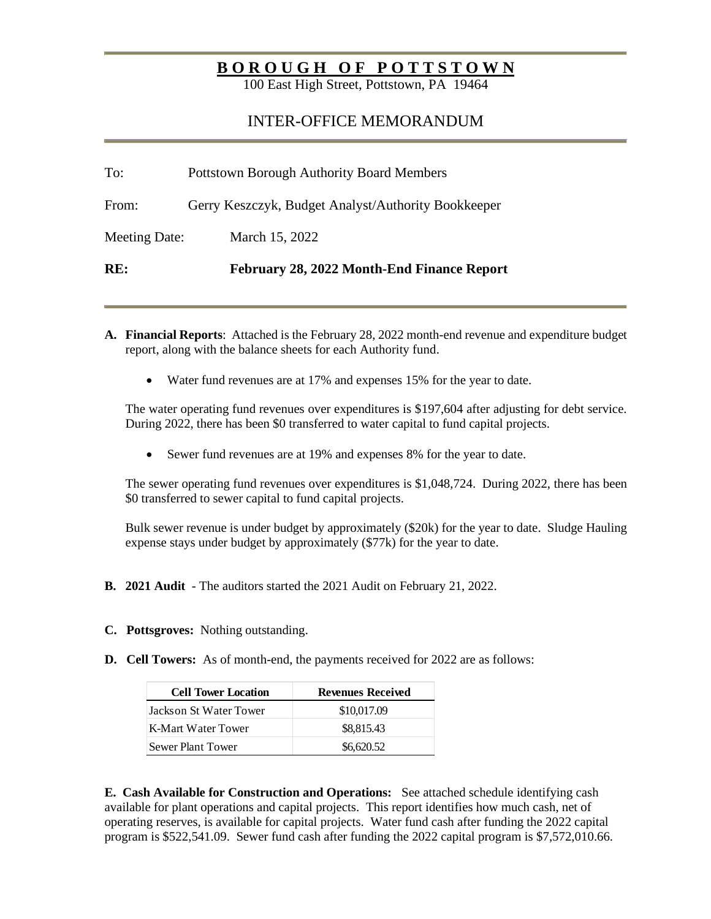# BOROUGH OF POTTSTOWN

100 East High Street, Pottstown, PA 19464

## INTER-OFFICE MEMORANDUM

To: Pottstown Borough Authority Board Members

From: Gerry Keszczyk, Budget Analyst/Authority Bookkeeper

Meeting Date: March 15, 2022

**RE: February 28, 2022 Month-End Finance Report**

**A. Financial Reports**: Attached is the February 28, 2022 month-end revenue and expenditure budget report, along with the balance sheets for each Authority fund.

- Water fund revenues are at 17% and expenses 15% for the year to date.

The water operating fund revenues over expenditures is $197,604 after adjusting for debt service. During 2022, there has been $0 transferred to water capital to fund capital projects.

- Sewer fund revenues are at 19% and expenses 8% for the year to date.

The sewer operating fund revenues over expenditures is $1,048,724. During 2022, there has been $0 transferred to sewer capital to fund capital projects.

Bulk sewer revenue is under budget by approximately ($20k) for the year to date. Sludge Hauling expense stays under budget by approximately ($77k) for the year to date.

**B. 2021 Audit** - The auditors started the 2021 Audit on February 21, 2022.

**C. Pottsgroves:** Nothing outstanding.

**D. Cell Towers:** As of month-end, the payments received for 2022 are as follows:

| Cell Tower Location | Revenues Received |
|---|---|
| Jackson St Water Tower | $10,017.09 |
| K-Mart Water Tower | $8,815.43 |
| Sewer Plant Tower | $6,620.52 |

**E. Cash Available for Construction and Operations:** See attached schedule identifying cash available for plant operations and capital projects. This report identifies how much cash, net of operating reserves, is available for capital projects. Water fund cash after funding the 2022 capital program is $522,541.09. Sewer fund cash after funding the 2022 capital program is $7,572,010.66.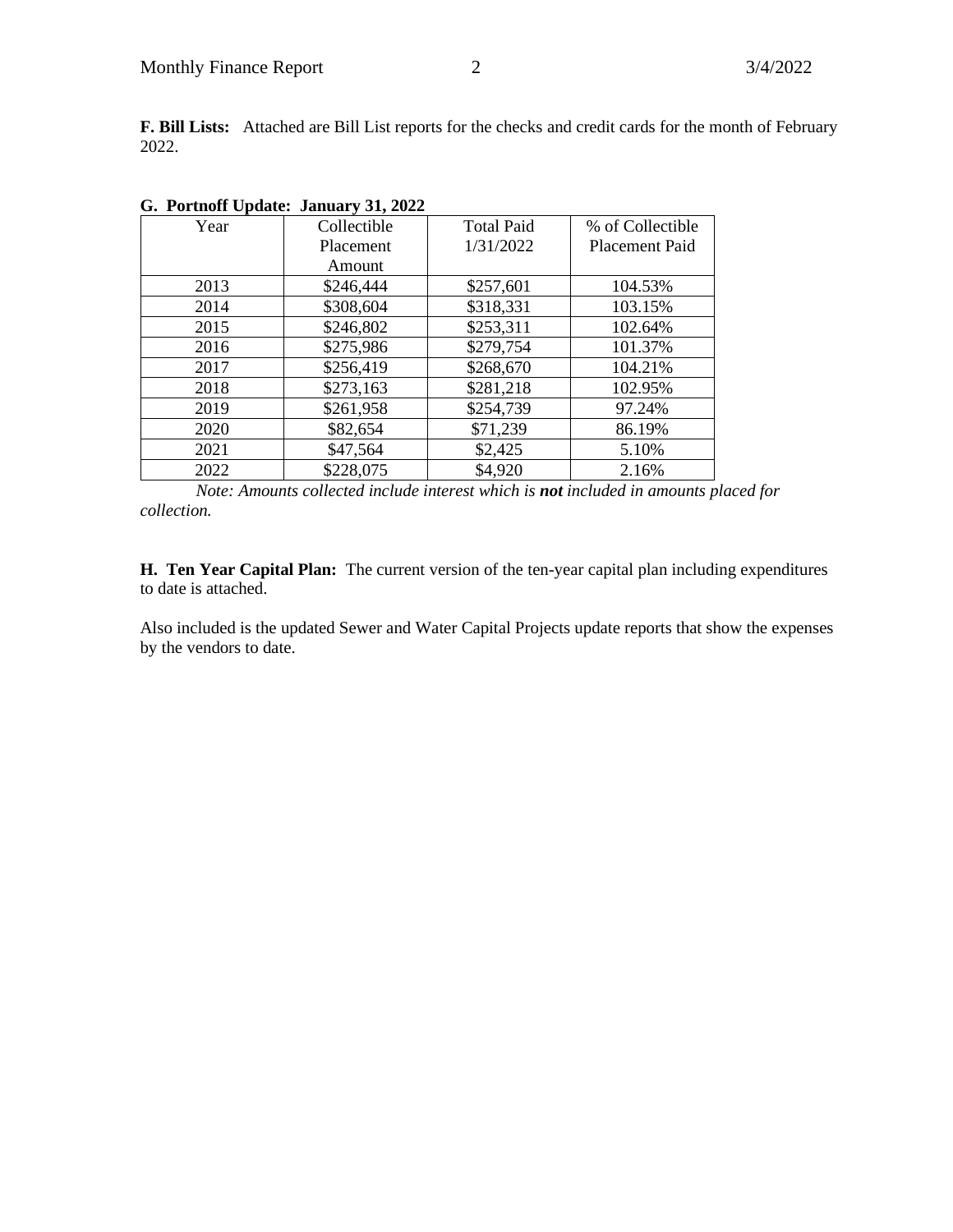**F. Bill Lists:** Attached are Bill List reports for the checks and credit cards for the month of February 2022.

**G. Portnoff Update: January 31, 2022**

| Year | Collectible Placement Amount | Total Paid 1/31/2022 | % of Collectible Placement Paid |
|---|---|---|---|
| 2013 | $246,444 | $257,601 | 104.53% |
| 2014 | $308,604 | $318,331 | 103.15% |
| 2015 | $246,802 | $253,311 | 102.64% |
| 2016 | $275,986 | $279,754 | 101.37% |
| 2017 | $256,419 | $268,670 | 104.21% |
| 2018 | $273,163 | $281,218 | 102.95% |
| 2019 | $261,958 | $254,739 | 97.24% |
| 2020 | $82,654 | $71,239 | 86.19% |
| 2021 | $47,564 | $2,425 | 5.10% |
| 2022 | $228,075 | $4,920 | 2.16% |

*Note: Amounts collected include interest which is **not** included in amounts placed for collection.*

**H. Ten Year Capital Plan:** The current version of the ten-year capital plan including expenditures to date is attached.

Also included is the updated Sewer and Water Capital Projects update reports that show the expenses by the vendors to date.